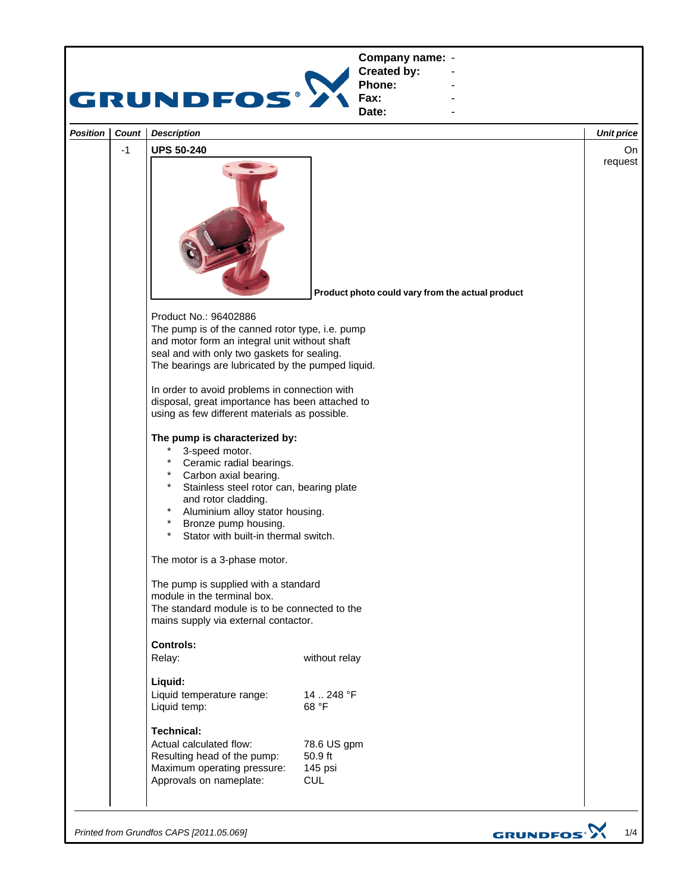**GRUNDFOS**

**Company name:** -
**Created by:** -
**Phone:** -
**Fax:** -
**Date:** -

| *Position* | *Count* | *Description* | *Unit price* |
|---|---|---|---|
| | -1 | **UPS 50-240** | On request |

**Product photo could vary from the actual product**

Product No.: 96402886
The pump is of the canned rotor type, i.e. pump and motor form an integral unit without shaft seal and with only two gaskets for sealing.
The bearings are lubricated by the pumped liquid.

In order to avoid problems in connection with disposal, great importance has been attached to using as few different materials as possible.

**The pump is characterized by:**

- 3-speed motor.
- Ceramic radial bearings.
- Carbon axial bearing.
- Stainless steel rotor can, bearing plate and rotor cladding.
- Aluminium alloy stator housing.
- Bronze pump housing.
- Stator with built-in thermal switch.

The motor is a 3-phase motor.

The pump is supplied with a standard module in the terminal box.
The standard module is to be connected to the mains supply via external contactor.

**Controls:**

| | |
|---|---|
| Relay: | without relay |

**Liquid:**

| | |
|---|---|
| Liquid temperature range: | 14 .. 248 °F |
| Liquid temp: | 68 °F |

**Technical:**

| | |
|---|---|
| Actual calculated flow: | 78.6 US gpm |
| Resulting head of the pump: | 50.9 ft |
| Maximum operating pressure: | 145 psi |
| Approvals on nameplate: | CUL |

*Printed from Grundfos CAPS [2011.05.069]*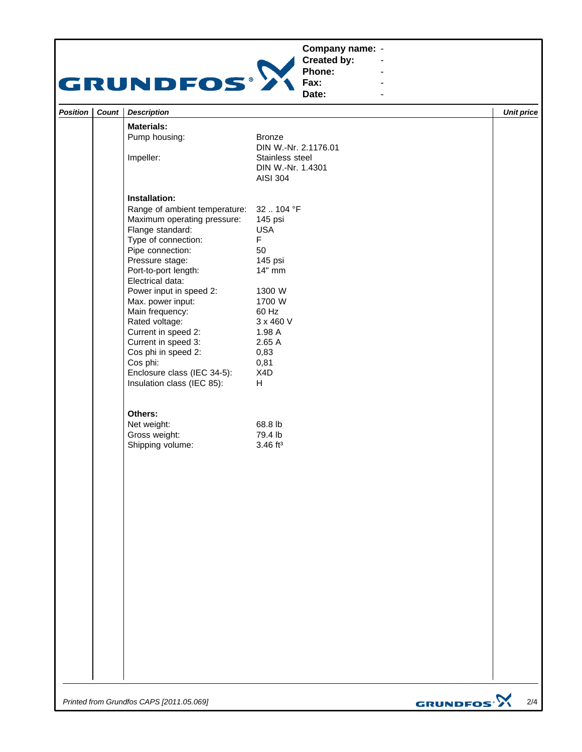Company name: -
Created by: -
Phone: -
Fax: -
Date: -

| Position | Count | Description | | Unit price |
|---|---|---|---|---|
| | | **Materials:** | | |
| | | Pump housing: | Bronze<br>DIN W.-Nr. 2.1176.01 | |
| | | Impeller: | Stainless steel<br>DIN W.-Nr. 1.4301<br>AISI 304 | |
| | | **Installation:** | | |
| | | Range of ambient temperature: | 32 .. 104 °F | |
| | | Maximum operating pressure: | 145 psi | |
| | | Flange standard: | USA | |
| | | Type of connection: | F | |
| | | Pipe connection: | 50 | |
| | | Pressure stage: | 145 psi | |
| | | Port-to-port length: | 14" mm | |
| | | Electrical data: | | |
| | | Power input in speed 2: | 1300 W | |
| | | Max. power input: | 1700 W | |
| | | Main frequency: | 60 Hz | |
| | | Rated voltage: | 3 x 460 V | |
| | | Current in speed 2: | 1.98 A | |
| | | Current in speed 3: | 2.65 A | |
| | | Cos phi in speed 2: | 0,83 | |
| | | Cos phi: | 0,81 | |
| | | Enclosure class (IEC 34-5): | X4D | |
| | | Insulation class (IEC 85): | H | |
| | | **Others:** | | |
| | | Net weight: | 68.8 lb | |
| | | Gross weight: | 79.4 lb | |
| | | Shipping volume: | 3.46 ft³ | |

*Printed from Grundfos CAPS [2011.05.069]*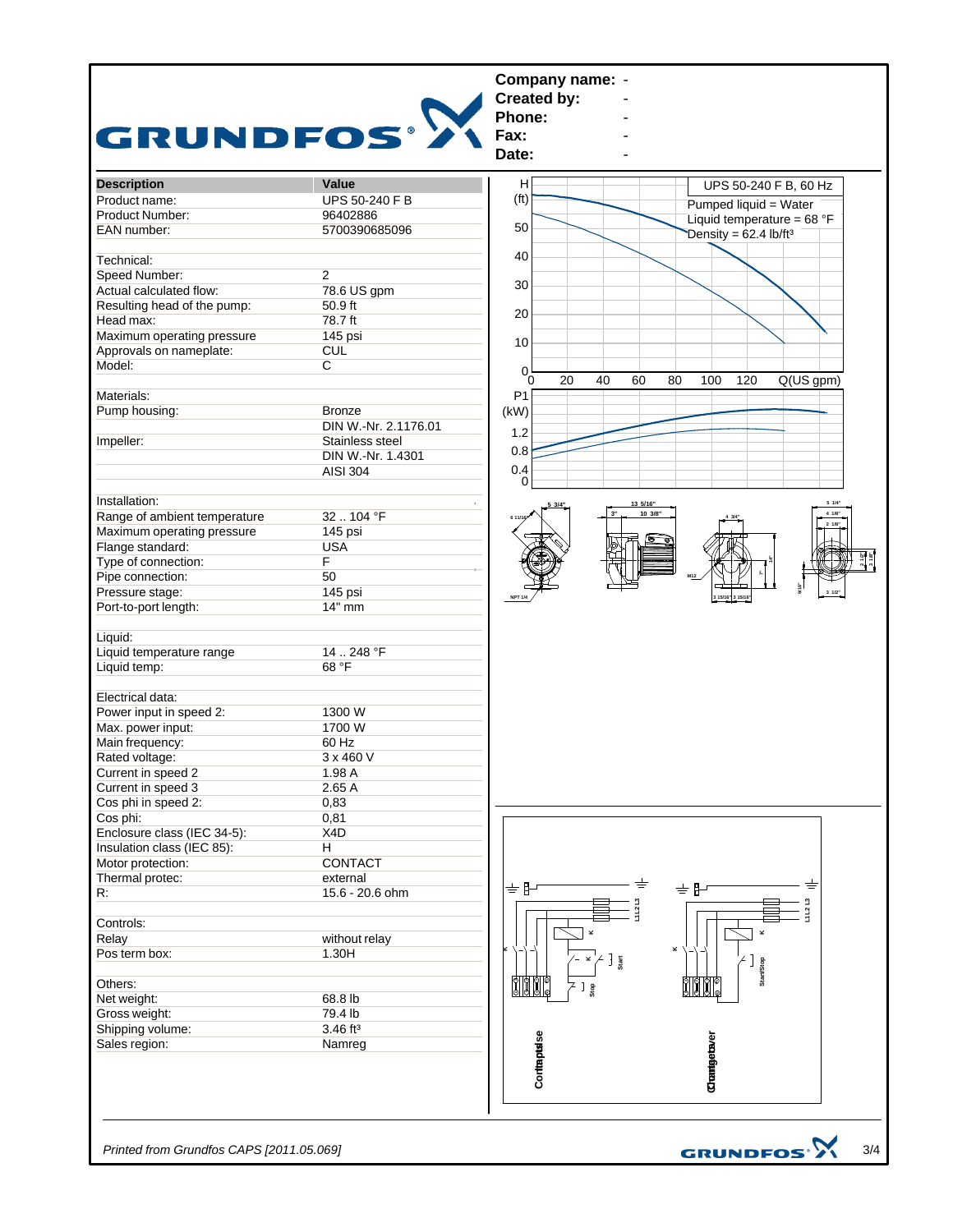**Company name:** -
**Created by:** -
**Phone:** -
**Fax:** -
**Date:** -

| Description | Value |
|---|---|
| Product name: | UPS 50-240 F B |
| Product Number: | 96402886 |
| EAN number: | 5700390685096 |
| | |
| Technical: | |
| Speed Number: | 2 |
| Actual calculated flow: | 78.6 US gpm |
| Resulting head of the pump: | 50.9 ft |
| Head max: | 78.7 ft |
| Maximum operating pressure | 145 psi |
| Approvals on nameplate: | CUL |
| Model: | C |
| | |
| Materials: | |
| Pump housing: | Bronze |
| | DIN W.-Nr. 2.1176.01 |
| Impeller: | Stainless steel |
| | DIN W.-Nr. 1.4301 |
| | AISI 304 |
| | |
| Installation: | |
| Range of ambient temperature | 32 .. 104 °F |
| Maximum operating pressure | 145 psi |
| Flange standard: | USA |
| Type of connection: | F |
| Pipe connection: | 50 |
| Pressure stage: | 145 psi |
| Port-to-port length: | 14" mm |
| | |
| Liquid: | |
| Liquid temperature range | 14 .. 248 °F |
| Liquid temp: | 68 °F |
| | |
| Electrical data: | |
| Power input in speed 2: | 1300 W |
| Max. power input: | 1700 W |
| Main frequency: | 60 Hz |
| Rated voltage: | 3 x 460 V |
| Current in speed 2 | 1.98 A |
| Current in speed 3 | 2.65 A |
| Cos phi in speed 2: | 0,83 |
| Cos phi: | 0,81 |
| Enclosure class (IEC 34-5): | X4D |
| Insulation class (IEC 85): | H |
| Motor protection: | CONTACT |
| Thermal protec: | external |
| R: | 15.6 - 20.6 ohm |
| | |
| Controls: | |
| Relay | without relay |
| Pos term box: | 1.30H |
| | |
| Others: | |
| Net weight: | 68.8 lb |
| Gross weight: | 79.4 lb |
| Shipping volume: | 3.46 ft³ |
| Sales region: | Namreg |

UPS 50-240 F B, 60 Hz
Pumped liquid = Water
Liquid temperature = 68 °F
Density = 62.4 lb/ft³

*Printed from Grundfos CAPS [2011.05.069]*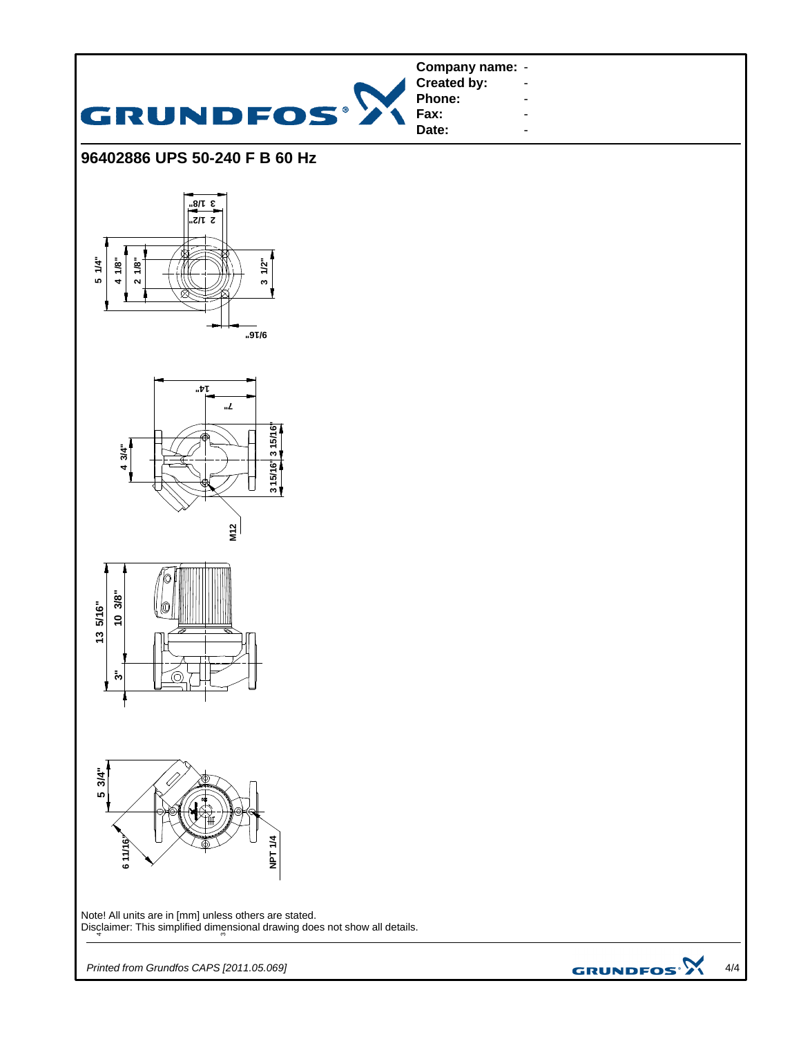**Company name:** -
**Created by:** -
**Phone:** -
**Fax:** -
**Date:** -

## 96402886 UPS 50-240 F B 60 Hz

3 1/8"
2 1/2"
5 1/4"
4 1/8"
2 1/8"
3 1/2"
9/16"

14"
7"
4 3/4"
3 15/16"
3 15/16"
M12

13 5/16"
10 3/8"
3"

5 3/4"
6 11/16"
NPT 1/4

Note! All units are in [mm] unless others are stated.
Disclaimer: This simplified dimensional drawing does not show all details.

*Printed from Grundfos CAPS [2011.05.069]*